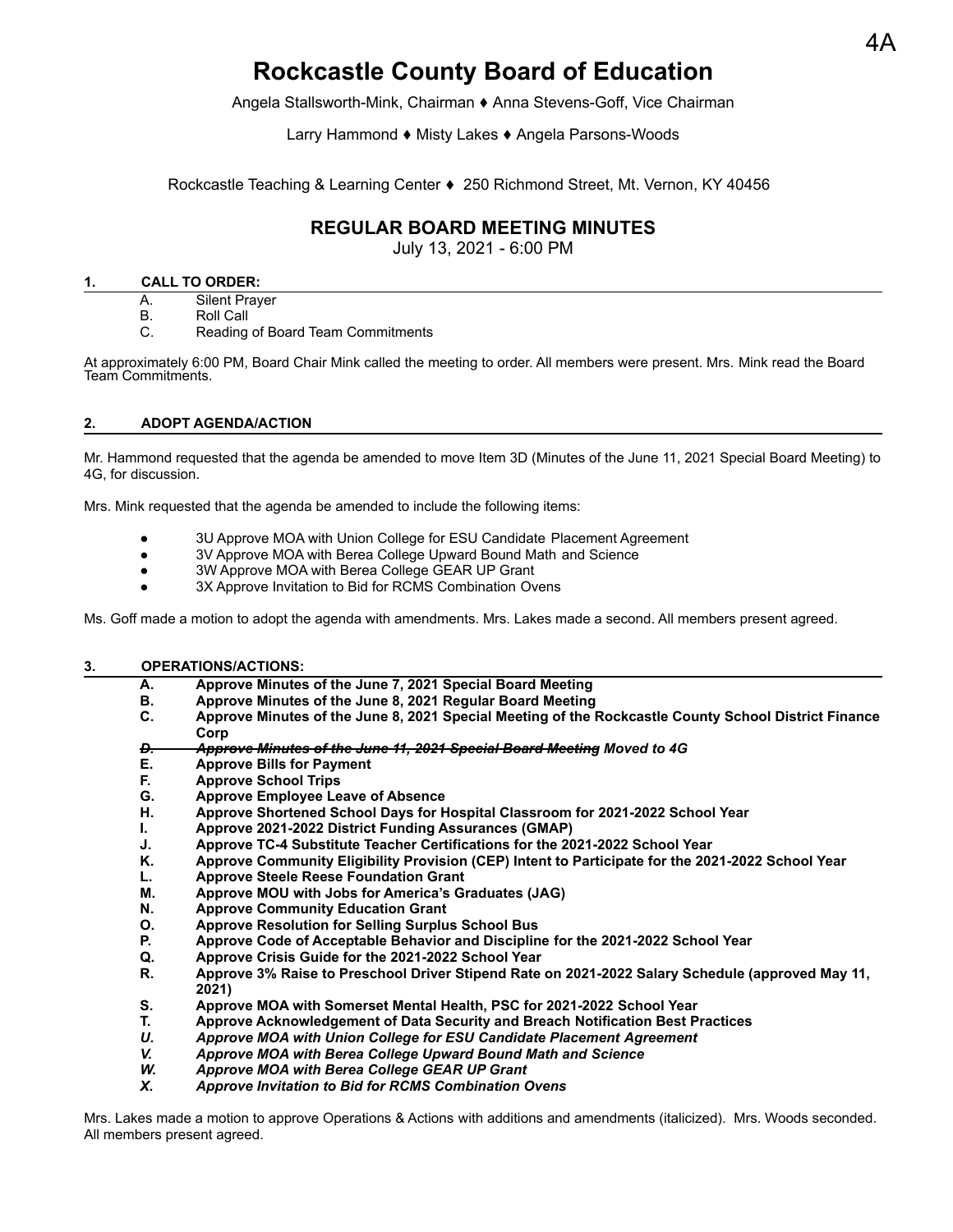# Rockcastle County Board of Education

Angela Stallsworth-Mink, Chairman ♦ Anna Stevens-Goff, Vice Chairman

Larry Hammond ♦ Misty Lakes ♦ Angela Parsons-Woods

Rockcastle Teaching & Learning Center ♦ 250 Richmond Street, Mt. Vernon, KY 40456

## REGULAR BOARD MEETING MINUTES

July 13, 2021 - 6:00 PM

### 1. CALL TO ORDER:

A. Silent Prayer
B. Roll Call
C. Reading of Board Team Commitments

At approximately 6:00 PM, Board Chair Mink called the meeting to order. All members were present. Mrs. Mink read the Board Team Commitments.

### 2. ADOPT AGENDA/ACTION

Mr. Hammond requested that the agenda be amended to move Item 3D (Minutes of the June 11, 2021 Special Board Meeting) to 4G, for discussion.

Mrs. Mink requested that the agenda be amended to include the following items:

- 3U Approve MOA with Union College for ESU Candidate Placement Agreement
- 3V Approve MOA with Berea College Upward Bound Math and Science
- 3W Approve MOA with Berea College GEAR UP Grant
- 3X Approve Invitation to Bid for RCMS Combination Ovens

Ms. Goff made a motion to adopt the agenda with amendments. Mrs. Lakes made a second. All members present agreed.

### 3. OPERATIONS/ACTIONS:

**A. Approve Minutes of the June 7, 2021 Special Board Meeting**
**B. Approve Minutes of the June 8, 2021 Regular Board Meeting**
**C. Approve Minutes of the June 8, 2021 Special Meeting of the Rockcastle County School District Finance Corp**
***~~D. Approve Minutes of the June 11, 2021 Special Board Meeting~~ Moved to 4G***
**E. Approve Bills for Payment**
**F. Approve School Trips**
**G. Approve Employee Leave of Absence**
**H. Approve Shortened School Days for Hospital Classroom for 2021-2022 School Year**
**I. Approve 2021-2022 District Funding Assurances (GMAP)**
**J. Approve TC-4 Substitute Teacher Certifications for the 2021-2022 School Year**
**K. Approve Community Eligibility Provision (CEP) Intent to Participate for the 2021-2022 School Year**
**L. Approve Steele Reese Foundation Grant**
**M. Approve MOU with Jobs for America's Graduates (JAG)**
**N. Approve Community Education Grant**
**O. Approve Resolution for Selling Surplus School Bus**
**P. Approve Code of Acceptable Behavior and Discipline for the 2021-2022 School Year**
**Q. Approve Crisis Guide for the 2021-2022 School Year**
**R. Approve 3% Raise to Preschool Driver Stipend Rate on 2021-2022 Salary Schedule (approved May 11, 2021)**
**S. Approve MOA with Somerset Mental Health, PSC for 2021-2022 School Year**
**T. Approve Acknowledgement of Data Security and Breach Notification Best Practices**
***U. Approve MOA with Union College for ESU Candidate Placement Agreement***
***V. Approve MOA with Berea College Upward Bound Math and Science***
***W. Approve MOA with Berea College GEAR UP Grant***
***X. Approve Invitation to Bid for RCMS Combination Ovens***

Mrs. Lakes made a motion to approve Operations & Actions with additions and amendments (italicized). Mrs. Woods seconded. All members present agreed.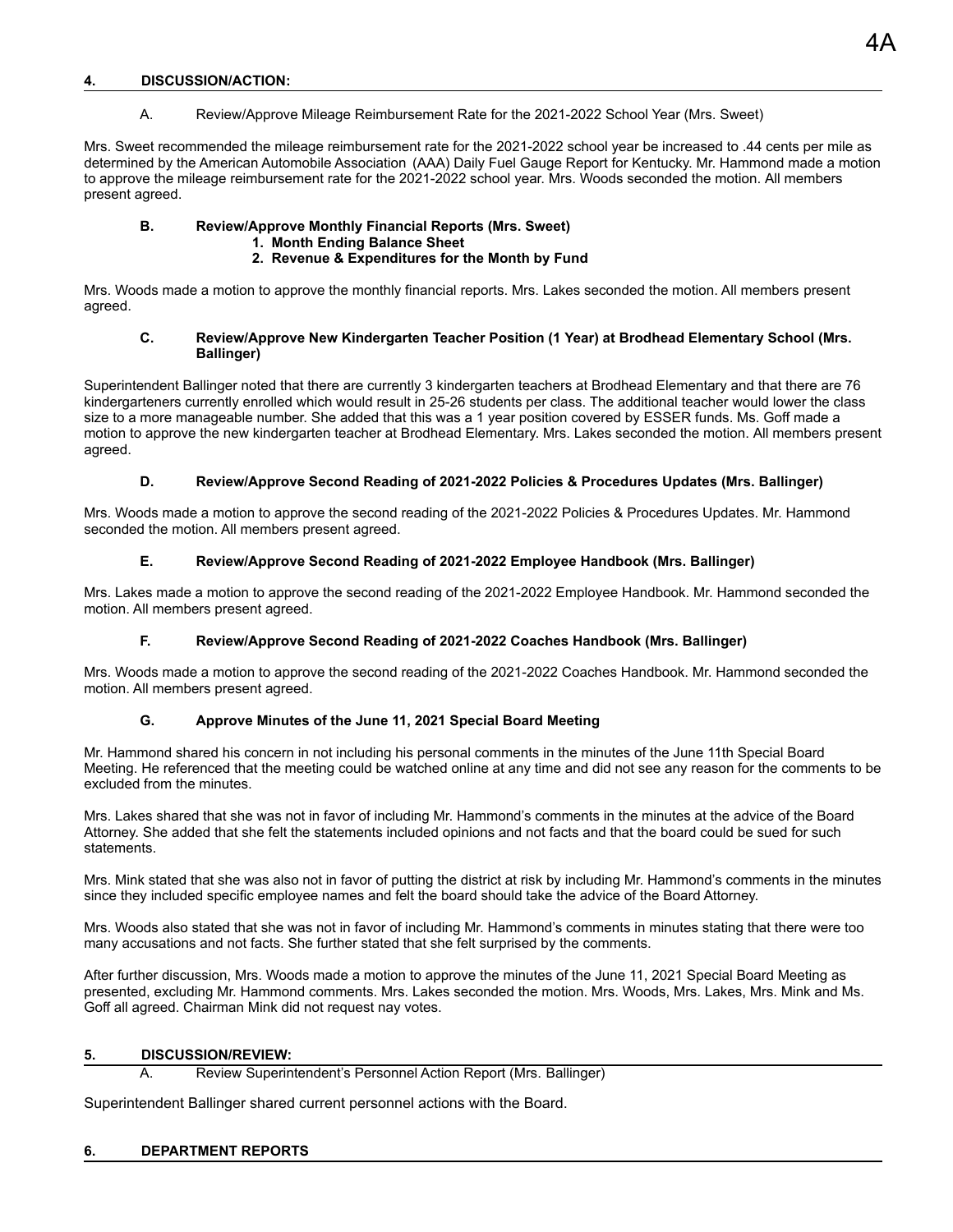## 4. DISCUSSION/ACTION:

A. Review/Approve Mileage Reimbursement Rate for the 2021-2022 School Year (Mrs. Sweet)

Mrs. Sweet recommended the mileage reimbursement rate for the 2021-2022 school year be increased to .44 cents per mile as determined by the American Automobile Association (AAA) Daily Fuel Gauge Report for Kentucky. Mr. Hammond made a motion to approve the mileage reimbursement rate for the 2021-2022 school year. Mrs. Woods seconded the motion. All members present agreed.

**B. Review/Approve Monthly Financial Reports (Mrs. Sweet)**

**1. Month Ending Balance Sheet**

**2. Revenue & Expenditures for the Month by Fund**

Mrs. Woods made a motion to approve the monthly financial reports. Mrs. Lakes seconded the motion. All members present agreed.

**C. Review/Approve New Kindergarten Teacher Position (1 Year) at Brodhead Elementary School (Mrs. Ballinger)**

Superintendent Ballinger noted that there are currently 3 kindergarten teachers at Brodhead Elementary and that there are 76 kindergarteners currently enrolled which would result in 25-26 students per class. The additional teacher would lower the class size to a more manageable number. She added that this was a 1 year position covered by ESSER funds. Ms. Goff made a motion to approve the new kindergarten teacher at Brodhead Elementary. Mrs. Lakes seconded the motion. All members present agreed.

**D. Review/Approve Second Reading of 2021-2022 Policies & Procedures Updates (Mrs. Ballinger)**

Mrs. Woods made a motion to approve the second reading of the 2021-2022 Policies & Procedures Updates. Mr. Hammond seconded the motion. All members present agreed.

**E. Review/Approve Second Reading of 2021-2022 Employee Handbook (Mrs. Ballinger)**

Mrs. Lakes made a motion to approve the second reading of the 2021-2022 Employee Handbook. Mr. Hammond seconded the motion. All members present agreed.

**F. Review/Approve Second Reading of 2021-2022 Coaches Handbook (Mrs. Ballinger)**

Mrs. Woods made a motion to approve the second reading of the 2021-2022 Coaches Handbook. Mr. Hammond seconded the motion. All members present agreed.

**G. Approve Minutes of the June 11, 2021 Special Board Meeting**

Mr. Hammond shared his concern in not including his personal comments in the minutes of the June 11th Special Board Meeting. He referenced that the meeting could be watched online at any time and did not see any reason for the comments to be excluded from the minutes.

Mrs. Lakes shared that she was not in favor of including Mr. Hammond's comments in the minutes at the advice of the Board Attorney. She added that she felt the statements included opinions and not facts and that the board could be sued for such statements.

Mrs. Mink stated that she was also not in favor of putting the district at risk by including Mr. Hammond's comments in the minutes since they included specific employee names and felt the board should take the advice of the Board Attorney.

Mrs. Woods also stated that she was not in favor of including Mr. Hammond's comments in minutes stating that there were too many accusations and not facts. She further stated that she felt surprised by the comments.

After further discussion, Mrs. Woods made a motion to approve the minutes of the June 11, 2021 Special Board Meeting as presented, excluding Mr. Hammond comments. Mrs. Lakes seconded the motion. Mrs. Woods, Mrs. Lakes, Mrs. Mink and Ms. Goff all agreed. Chairman Mink did not request nay votes.

## 5. DISCUSSION/REVIEW:

A. Review Superintendent's Personnel Action Report (Mrs. Ballinger)

Superintendent Ballinger shared current personnel actions with the Board.

## 6. DEPARTMENT REPORTS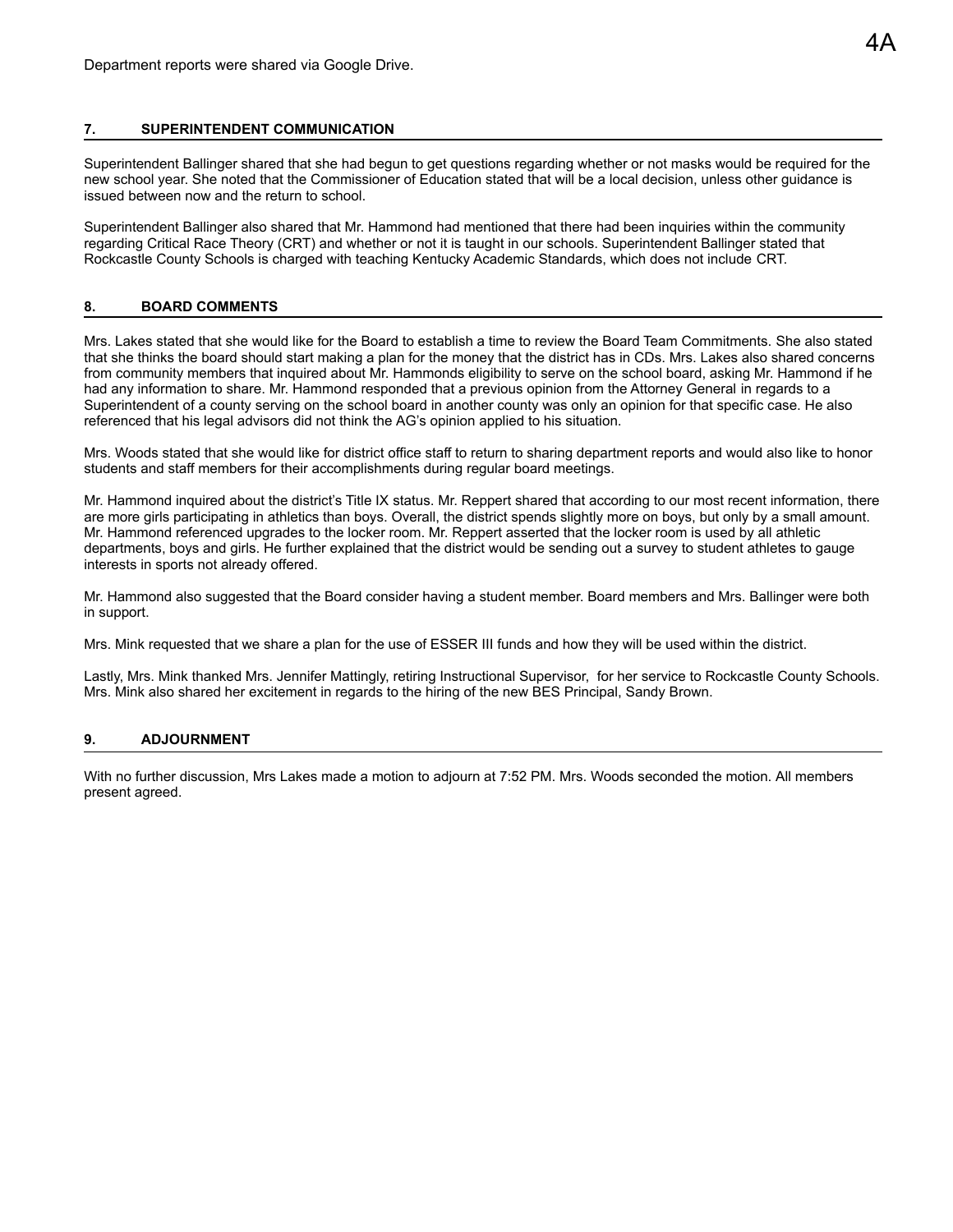Department reports were shared via Google Drive.

## 7. SUPERINTENDENT COMMUNICATION

Superintendent Ballinger shared that she had begun to get questions regarding whether or not masks would be required for the new school year. She noted that the Commissioner of Education stated that will be a local decision, unless other guidance is issued between now and the return to school.

Superintendent Ballinger also shared that Mr. Hammond had mentioned that there had been inquiries within the community regarding Critical Race Theory (CRT) and whether or not it is taught in our schools. Superintendent Ballinger stated that Rockcastle County Schools is charged with teaching Kentucky Academic Standards, which does not include CRT.

## 8. BOARD COMMENTS

Mrs. Lakes stated that she would like for the Board to establish a time to review the Board Team Commitments. She also stated that she thinks the board should start making a plan for the money that the district has in CDs. Mrs. Lakes also shared concerns from community members that inquired about Mr. Hammonds eligibility to serve on the school board, asking Mr. Hammond if he had any information to share. Mr. Hammond responded that a previous opinion from the Attorney General in regards to a Superintendent of a county serving on the school board in another county was only an opinion for that specific case. He also referenced that his legal advisors did not think the AG's opinion applied to his situation.

Mrs. Woods stated that she would like for district office staff to return to sharing department reports and would also like to honor students and staff members for their accomplishments during regular board meetings.

Mr. Hammond inquired about the district's Title IX status. Mr. Reppert shared that according to our most recent information, there are more girls participating in athletics than boys. Overall, the district spends slightly more on boys, but only by a small amount. Mr. Hammond referenced upgrades to the locker room. Mr. Reppert asserted that the locker room is used by all athletic departments, boys and girls. He further explained that the district would be sending out a survey to student athletes to gauge interests in sports not already offered.

Mr. Hammond also suggested that the Board consider having a student member. Board members and Mrs. Ballinger were both in support.

Mrs. Mink requested that we share a plan for the use of ESSER III funds and how they will be used within the district.

Lastly, Mrs. Mink thanked Mrs. Jennifer Mattingly, retiring Instructional Supervisor, for her service to Rockcastle County Schools. Mrs. Mink also shared her excitement in regards to the hiring of the new BES Principal, Sandy Brown.

## 9. ADJOURNMENT

With no further discussion, Mrs Lakes made a motion to adjourn at 7:52 PM. Mrs. Woods seconded the motion. All members present agreed.